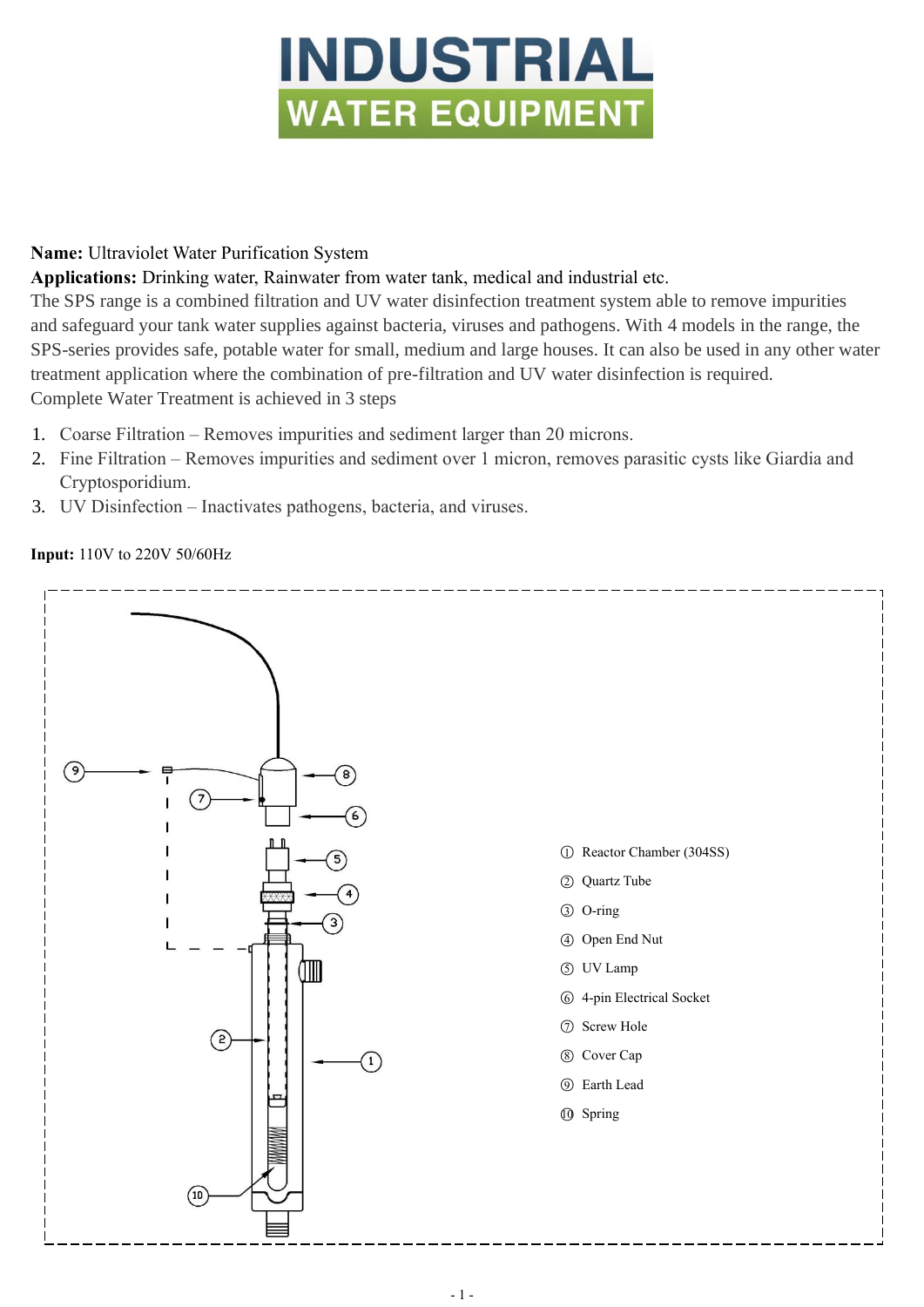# INDUSTRIAL WATER EQUIPMENT

**Name:** Ultraviolet Water Purification System

**Applications:** Drinking water, Rainwater from water tank, medical and industrial etc.

The SPS range is a combined filtration and UV water disinfection treatment system able to remove impurities and safeguard your tank water supplies against bacteria, viruses and pathogens. With 4 models in the range, the SPS-series provides safe, potable water for small, medium and large houses. It can also be used in any other water treatment application where the combination of pre-filtration and UV water disinfection is required.

Complete Water Treatment is achieved in 3 steps

1. Coarse Filtration – Removes impurities and sediment larger than 20 microns.
2. Fine Filtration – Removes impurities and sediment over 1 micron, removes parasitic cysts like Giardia and Cryptosporidium.
3. UV Disinfection – Inactivates pathogens, bacteria, and viruses.

**Input:** 110V to 220V 50/60Hz

① Reactor Chamber (304SS)
② Quartz Tube
③ O-ring
④ Open End Nut
⑤ UV Lamp
⑥ 4-pin Electrical Socket
⑦ Screw Hole
⑧ Cover Cap
⑨ Earth Lead
⑩ Spring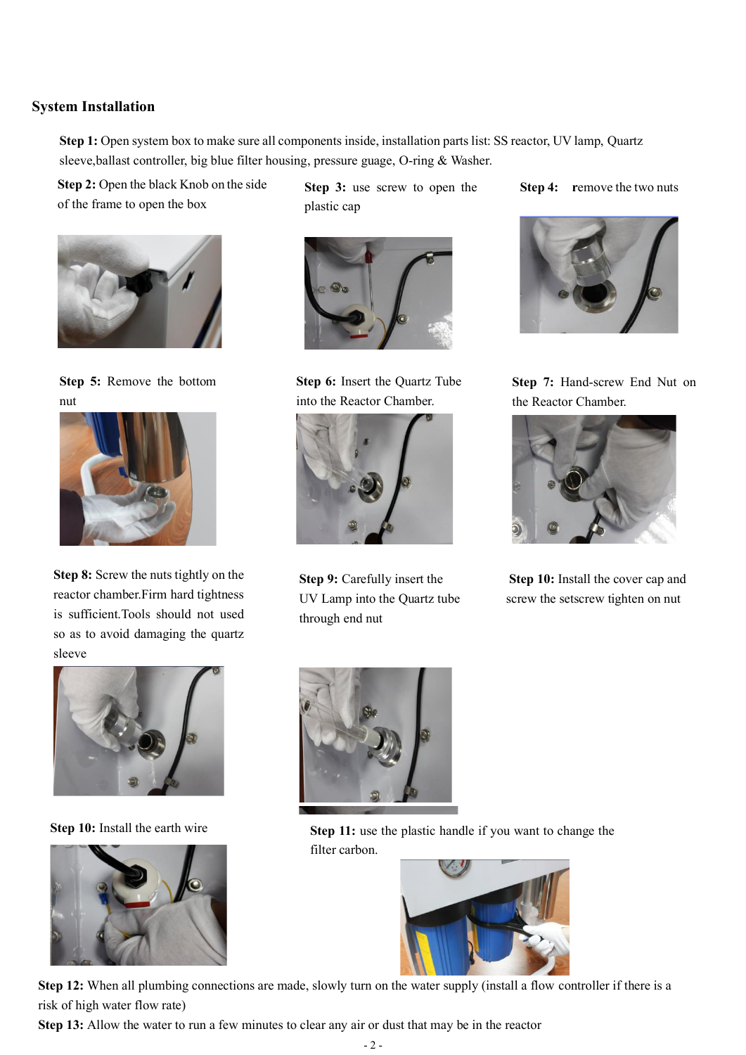## System Installation

**Step 1:** Open system box to make sure all components inside, installation parts list: SS reactor, UV lamp, Quartz sleeve,ballast controller, big blue filter housing, pressure guage, O-ring & Washer.

**Step 2:** Open the black Knob on the side of the frame to open the box

**Step 3:** use screw to open the plastic cap

**Step 4:** remove the two nuts

**Step 5:** Remove the bottom nut

**Step 6:** Insert the Quartz Tube into the Reactor Chamber.

**Step 7:** Hand-screw End Nut on the Reactor Chamber.

**Step 8:** Screw the nuts tightly on the reactor chamber.Firm hard tightness is sufficient.Tools should not used so as to avoid damaging the quartz sleeve

**Step 9:** Carefully insert the UV Lamp into the Quartz tube through end nut

**Step 10:** Install the cover cap and screw the setscrew tighten on nut

**Step 10:** Install the earth wire

**Step 11:** use the plastic handle if you want to change the filter carbon.

**Step 12:** When all plumbing connections are made, slowly turn on the water supply (install a flow controller if there is a risk of high water flow rate)

**Step 13:** Allow the water to run a few minutes to clear any air or dust that may be in the reactor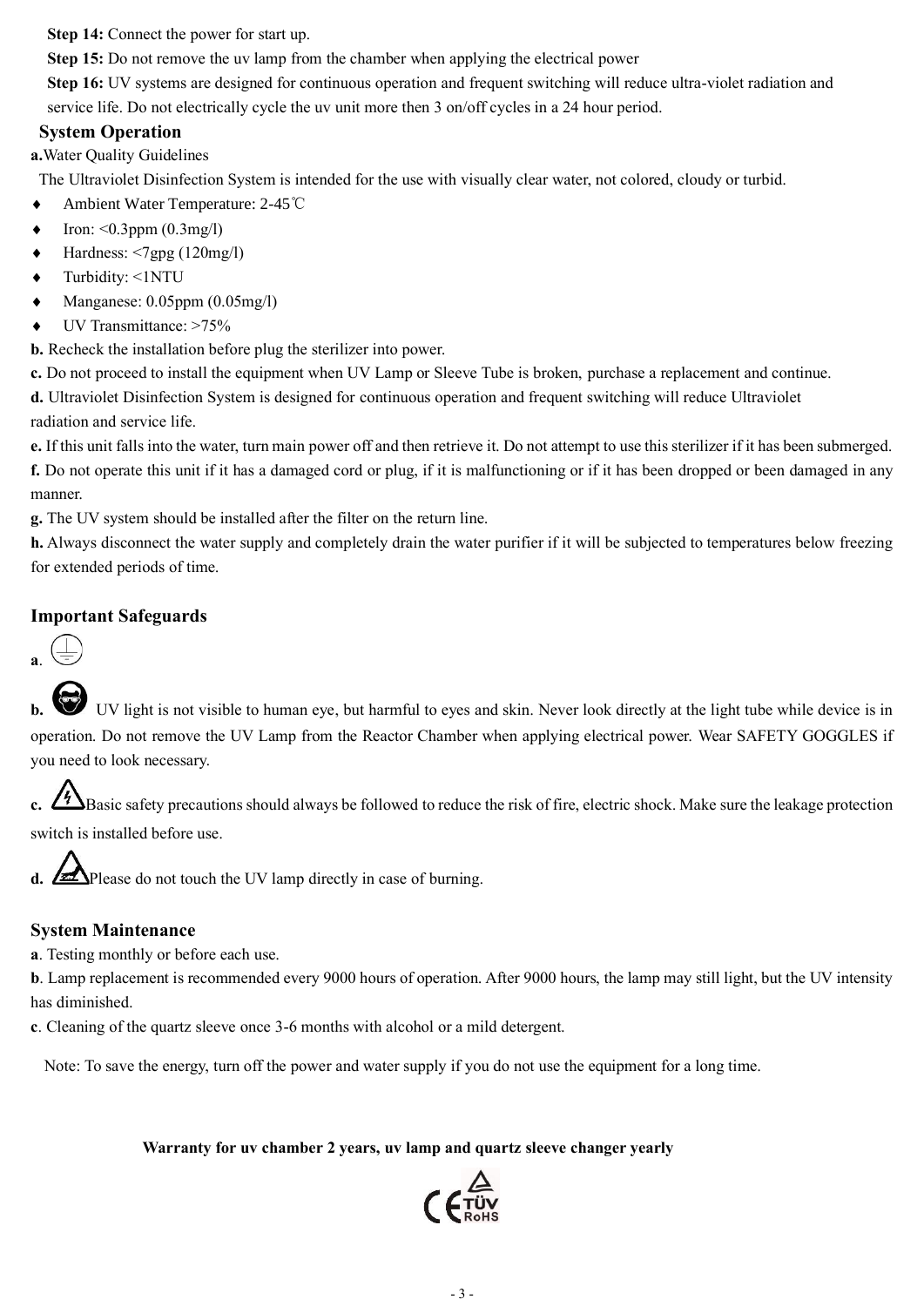**Step 14:** Connect the power for start up.

**Step 15:** Do not remove the uv lamp from the chamber when applying the electrical power

**Step 16:** UV systems are designed for continuous operation and frequent switching will reduce ultra-violet radiation and service life. Do not electrically cycle the uv unit more then 3 on/off cycles in a 24 hour period.

## System Operation

**a.** Water Quality Guidelines

The Ultraviolet Disinfection System is intended for the use with visually clear water, not colored, cloudy or turbid.

- Ambient Water Temperature: 2-45℃
- Iron: <0.3ppm (0.3mg/l)
- Hardness: <7gpg (120mg/l)
- Turbidity: <1NTU
- Manganese: 0.05ppm (0.05mg/l)
- UV Transmittance: >75%

**b.** Recheck the installation before plug the sterilizer into power.

**c.** Do not proceed to install the equipment when UV Lamp or Sleeve Tube is broken, purchase a replacement and continue.

**d.** Ultraviolet Disinfection System is designed for continuous operation and frequent switching will reduce Ultraviolet radiation and service life.

**e.** If this unit falls into the water, turn main power off and then retrieve it. Do not attempt to use this sterilizer if it has been submerged.

**f.** Do not operate this unit if it has a damaged cord or plug, if it is malfunctioning or if it has been dropped or been damaged in any manner.

**g.** The UV system should be installed after the filter on the return line.

**h.** Always disconnect the water supply and completely drain the water purifier if it will be subjected to temperatures below freezing for extended periods of time.

## Important Safeguards

**a.**

**b.** UV light is not visible to human eye, but harmful to eyes and skin. Never look directly at the light tube while device is in operation. Do not remove the UV Lamp from the Reactor Chamber when applying electrical power. Wear SAFETY GOGGLES if you need to look necessary.

**c.** Basic safety precautions should always be followed to reduce the risk of fire, electric shock. Make sure the leakage protection switch is installed before use.

**d.** Please do not touch the UV lamp directly in case of burning.

## System Maintenance

**a**. Testing monthly or before each use.

**b**. Lamp replacement is recommended every 9000 hours of operation. After 9000 hours, the lamp may still light, but the UV intensity has diminished.

**c**. Cleaning of the quartz sleeve once 3-6 months with alcohol or a mild detergent.

Note: To save the energy, turn off the power and water supply if you do not use the equipment for a long time.

**Warranty for uv chamber 2 years, uv lamp and quartz sleeve changer yearly**